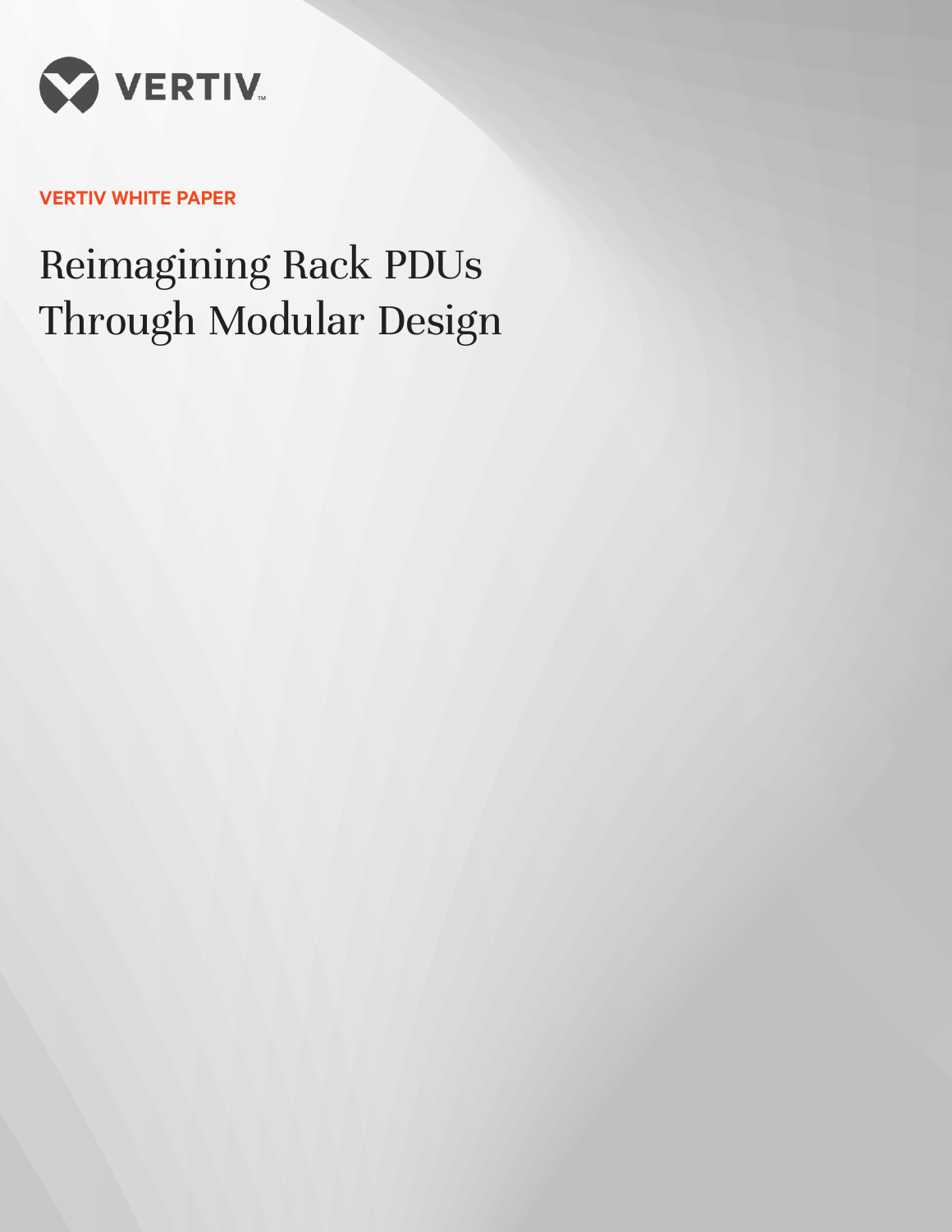VERTIV

VERTIV WHITE PAPER

# Reimagining Rack PDUs Through Modular Design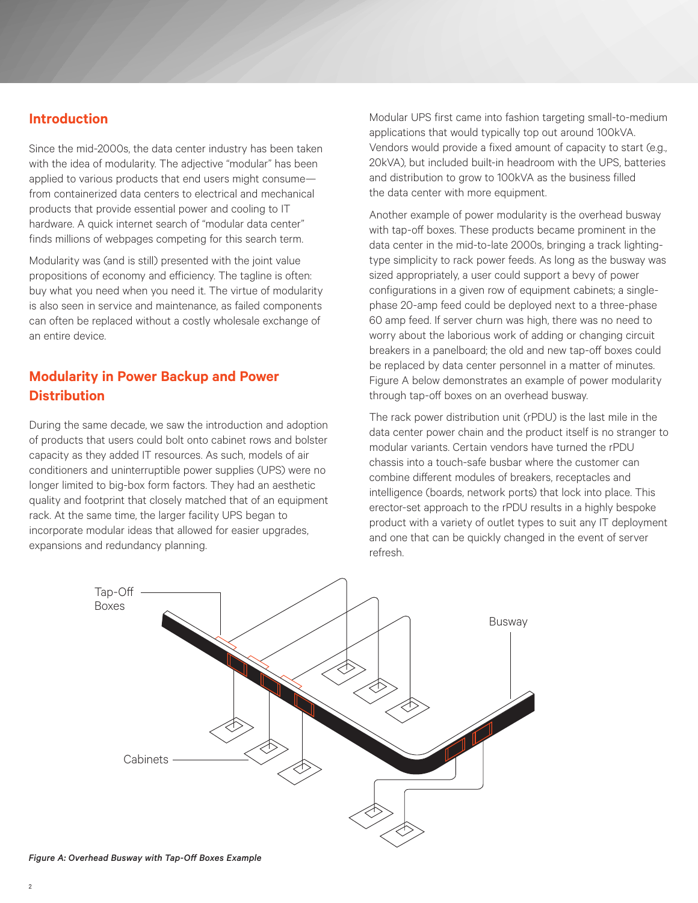## Introduction

Since the mid-2000s, the data center industry has been taken with the idea of modularity. The adjective "modular" has been applied to various products that end users might consume—from containerized data centers to electrical and mechanical products that provide essential power and cooling to IT hardware. A quick internet search of "modular data center" finds millions of webpages competing for this search term.

Modularity was (and is still) presented with the joint value propositions of economy and efficiency. The tagline is often: buy what you need when you need it. The virtue of modularity is also seen in service and maintenance, as failed components can often be replaced without a costly wholesale exchange of an entire device.

## Modularity in Power Backup and Power Distribution

During the same decade, we saw the introduction and adoption of products that users could bolt onto cabinet rows and bolster capacity as they added IT resources. As such, models of air conditioners and uninterruptible power supplies (UPS) were no longer limited to big-box form factors. They had an aesthetic quality and footprint that closely matched that of an equipment rack. At the same time, the larger facility UPS began to incorporate modular ideas that allowed for easier upgrades, expansions and redundancy planning.

Modular UPS first came into fashion targeting small-to-medium applications that would typically top out around 100kVA. Vendors would provide a fixed amount of capacity to start (e.g., 20kVA), but included built-in headroom with the UPS, batteries and distribution to grow to 100kVA as the business filled the data center with more equipment.

Another example of power modularity is the overhead busway with tap-off boxes. These products became prominent in the data center in the mid-to-late 2000s, bringing a track lighting-type simplicity to rack power feeds. As long as the busway was sized appropriately, a user could support a bevy of power configurations in a given row of equipment cabinets; a single-phase 20-amp feed could be deployed next to a three-phase 60 amp feed. If server churn was high, there was no need to worry about the laborious work of adding or changing circuit breakers in a panelboard; the old and new tap-off boxes could be replaced by data center personnel in a matter of minutes. Figure A below demonstrates an example of power modularity through tap-off boxes on an overhead busway.

The rack power distribution unit (rPDU) is the last mile in the data center power chain and the product itself is no stranger to modular variants. Certain vendors have turned the rPDU chassis into a touch-safe busbar where the customer can combine different modules of breakers, receptacles and intelligence (boards, network ports) that lock into place. This erector-set approach to the rPDU results in a highly bespoke product with a variety of outlet types to suit any IT deployment and one that can be quickly changed in the event of server refresh.

Tap-Off Boxes

Busway

Cabinets

*Figure A: Overhead Busway with Tap-Off Boxes Example*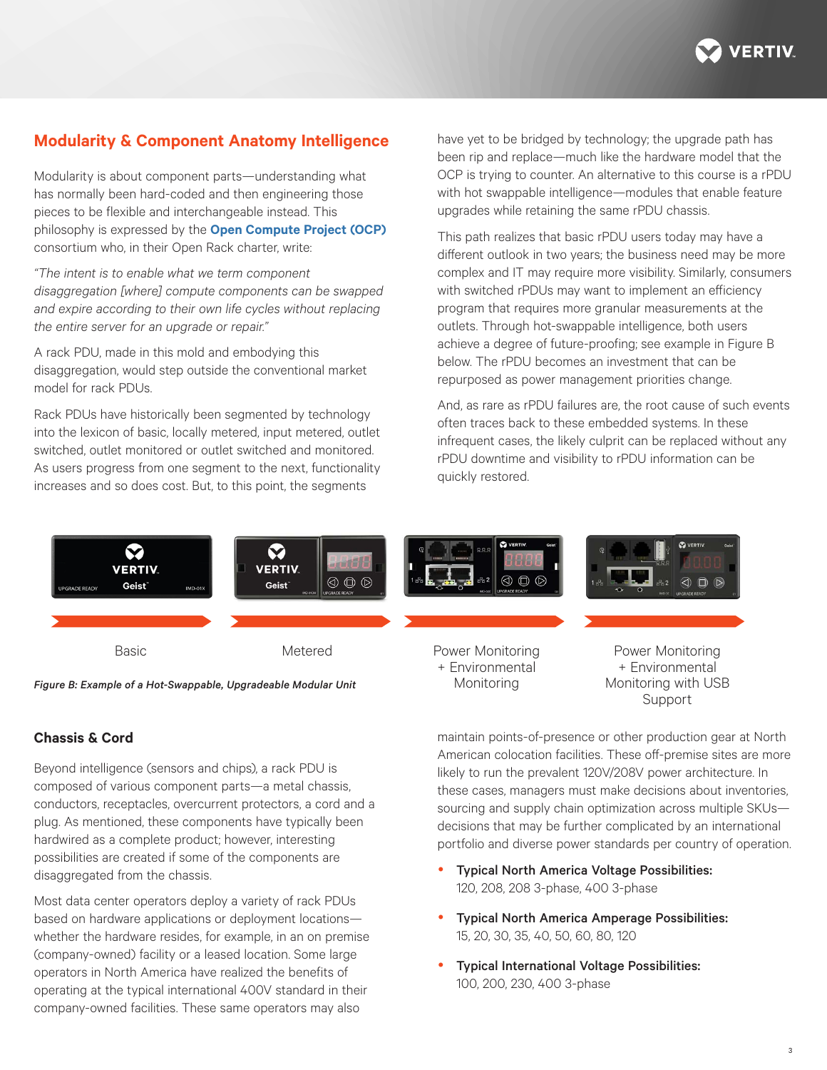## Modularity & Component Anatomy Intelligence

Modularity is about component parts—understanding what has normally been hard-coded and then engineering those pieces to be flexible and interchangeable instead. This philosophy is expressed by the **Open Compute Project (OCP)** consortium who, in their Open Rack charter, write:

*"The intent is to enable what we term component disaggregation [where] compute components can be swapped and expire according to their own life cycles without replacing the entire server for an upgrade or repair."*

A rack PDU, made in this mold and embodying this disaggregation, would step outside the conventional market model for rack PDUs.

Rack PDUs have historically been segmented by technology into the lexicon of basic, locally metered, input metered, outlet switched, outlet monitored or outlet switched and monitored. As users progress from one segment to the next, functionality increases and so does cost. But, to this point, the segments have yet to be bridged by technology; the upgrade path has been rip and replace—much like the hardware model that the OCP is trying to counter. An alternative to this course is a rPDU with hot swappable intelligence—modules that enable feature upgrades while retaining the same rPDU chassis.

This path realizes that basic rPDU users today may have a different outlook in two years; the business need may be more complex and IT may require more visibility. Similarly, consumers with switched rPDUs may want to implement an efficiency program that requires more granular measurements at the outlets. Through hot-swappable intelligence, both users achieve a degree of future-proofing; see example in Figure B below. The rPDU becomes an investment that can be repurposed as power management priorities change.

And, as rare as rPDU failures are, the root cause of such events often traces back to these embedded systems. In these infrequent cases, the likely culprit can be replaced without any rPDU downtime and visibility to rPDU information can be quickly restored.

Basic | Metered | Power Monitoring + Environmental Monitoring | Power Monitoring + Environmental Monitoring with USB Support

*Figure B: Example of a Hot-Swappable, Upgradeable Modular Unit*

### Chassis & Cord

Beyond intelligence (sensors and chips), a rack PDU is composed of various component parts—a metal chassis, conductors, receptacles, overcurrent protectors, a cord and a plug. As mentioned, these components have typically been hardwired as a complete product; however, interesting possibilities are created if some of the components are disaggregated from the chassis.

Most data center operators deploy a variety of rack PDUs based on hardware applications or deployment locations—whether the hardware resides, for example, in an on premise (company-owned) facility or a leased location. Some large operators in North America have realized the benefits of operating at the typical international 400V standard in their company-owned facilities. These same operators may also maintain points-of-presence or other production gear at North American colocation facilities. These off-premise sites are more likely to run the prevalent 120V/208V power architecture. In these cases, managers must make decisions about inventories, sourcing and supply chain optimization across multiple SKUs—decisions that may be further complicated by an international portfolio and diverse power standards per country of operation.

- **Typical North America Voltage Possibilities:** 120, 208, 208 3-phase, 400 3-phase
- **Typical North America Amperage Possibilities:** 15, 20, 30, 35, 40, 50, 60, 80, 120
- **Typical International Voltage Possibilities:** 100, 200, 230, 400 3-phase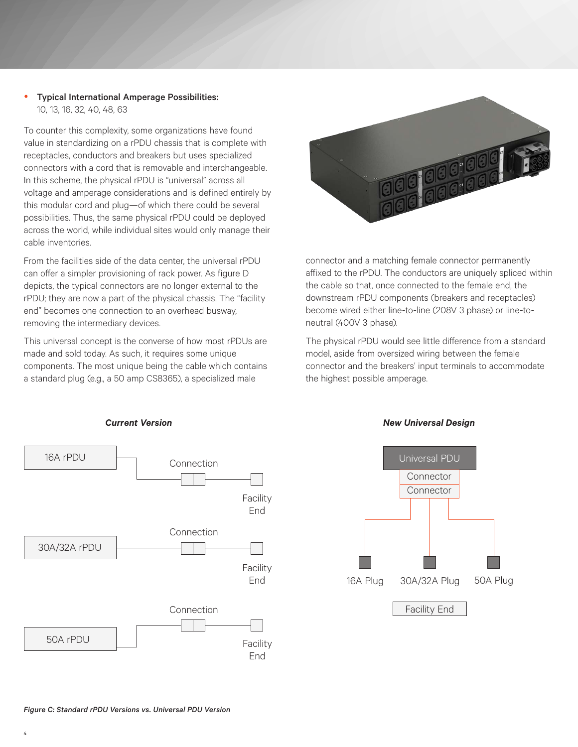- **Typical International Amperage Possibilities:** 10, 13, 16, 32, 40, 48, 63

To counter this complexity, some organizations have found value in standardizing on a rPDU chassis that is complete with receptacles, conductors and breakers but uses specialized connectors with a cord that is removable and interchangeable. In this scheme, the physical rPDU is "universal" across all voltage and amperage considerations and is defined entirely by this modular cord and plug—of which there could be several possibilities. Thus, the same physical rPDU could be deployed across the world, while individual sites would only manage their cable inventories.

From the facilities side of the data center, the universal rPDU can offer a simpler provisioning of rack power. As figure D depicts, the typical connectors are no longer external to the rPDU; they are now a part of the physical chassis. The "facility end" becomes one connection to an overhead busway, removing the intermediary devices.

This universal concept is the converse of how most rPDUs are made and sold today. As such, it requires some unique components. The most unique being the cable which contains a standard plug (e.g., a 50 amp CS8365), a specialized male connector and a matching female connector permanently affixed to the rPDU. The conductors are uniquely spliced within the cable so that, once connected to the female end, the downstream rPDU components (breakers and receptacles) become wired either line-to-line (208V 3 phase) or line-to-neutral (400V 3 phase).

The physical rPDU would see little difference from a standard model, aside from oversized wiring between the female connector and the breakers' input terminals to accommodate the highest possible amperage.

***Current Version***

16A rPDU — Connection — Facility End

30A/32A rPDU — Connection — Facility End

50A rPDU — Connection — Facility End

***New Universal Design***

Universal PDU — Connector — Connector — 16A Plug / 30A/32A Plug / 50A Plug — Facility End

*Figure C: Standard rPDU Versions vs. Universal PDU Version*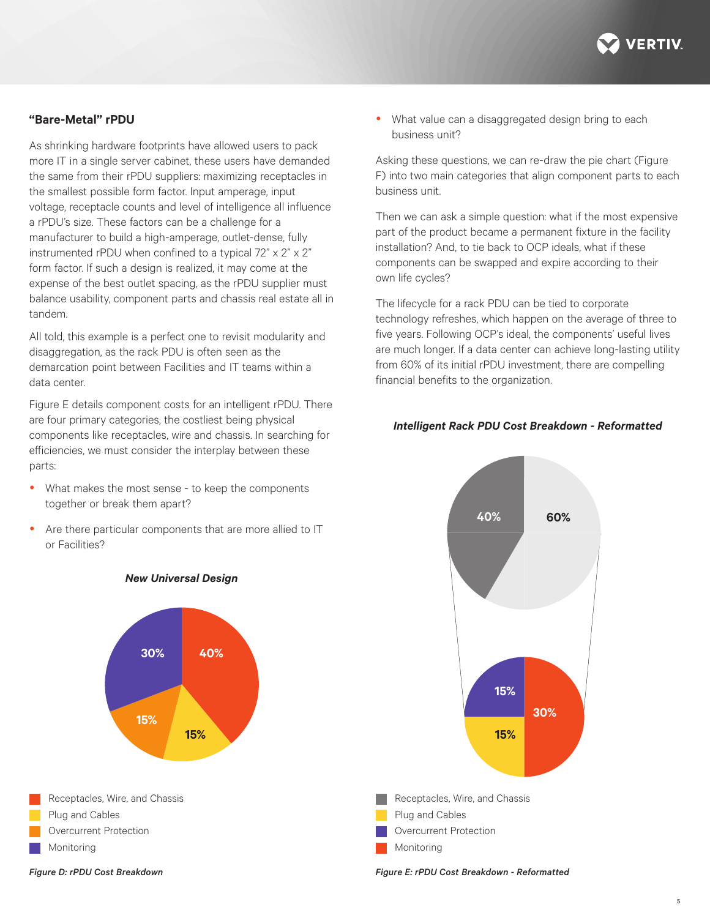### "Bare-Metal" rPDU

As shrinking hardware footprints have allowed users to pack more IT in a single server cabinet, these users have demanded the same from their rPDU suppliers: maximizing receptacles in the smallest possible form factor. Input amperage, input voltage, receptacle counts and level of intelligence all influence a rPDU's size. These factors can be a challenge for a manufacturer to build a high-amperage, outlet-dense, fully instrumented rPDU when confined to a typical 72" x 2" x 2" form factor. If such a design is realized, it may come at the expense of the best outlet spacing, as the rPDU supplier must balance usability, component parts and chassis real estate all in tandem.

All told, this example is a perfect one to revisit modularity and disaggregation, as the rack PDU is often seen as the demarcation point between Facilities and IT teams within a data center.

Figure E details component costs for an intelligent rPDU. There are four primary categories, the costliest being physical components like receptacles, wire and chassis. In searching for efficiencies, we must consider the interplay between these parts:

- What makes the most sense - to keep the components together or break them apart?
- Are there particular components that are more allied to IT or Facilities?
- What value can a disaggregated design bring to each business unit?

Asking these questions, we can re-draw the pie chart (Figure F) into two main categories that align component parts to each business unit.

Then we can ask a simple question: what if the most expensive part of the product became a permanent fixture in the facility installation? And, to tie back to OCP ideals, what if these components can be swapped and expire according to their own life cycles?

The lifecycle for a rack PDU can be tied to corporate technology refreshes, which happen on the average of three to five years. Following OCP's ideal, the components' useful lives are much longer. If a data center can achieve long-lasting utility from 60% of its initial rPDU investment, there are compelling financial benefits to the organization.

*New Universal Design*

| Component | Share |
| --- | --- |
| Receptacles, Wire, and Chassis | 40% |
| Plug and Cables | 15% |
| Overcurrent Protection | 15% |
| Monitoring | 30% |

*Figure D: rPDU Cost Breakdown*

*Intelligent Rack PDU Cost Breakdown - Reformatted*

| Component | Share |
| --- | --- |
| Receptacles, Wire, and Chassis | 60% |
| Other components | 40% |

Breakdown of 40%:

| Component | Share |
| --- | --- |
| Plug and Cables | 15% |
| Overcurrent Protection | 15% |
| Monitoring | 30% |

*Figure E: rPDU Cost Breakdown - Reformatted*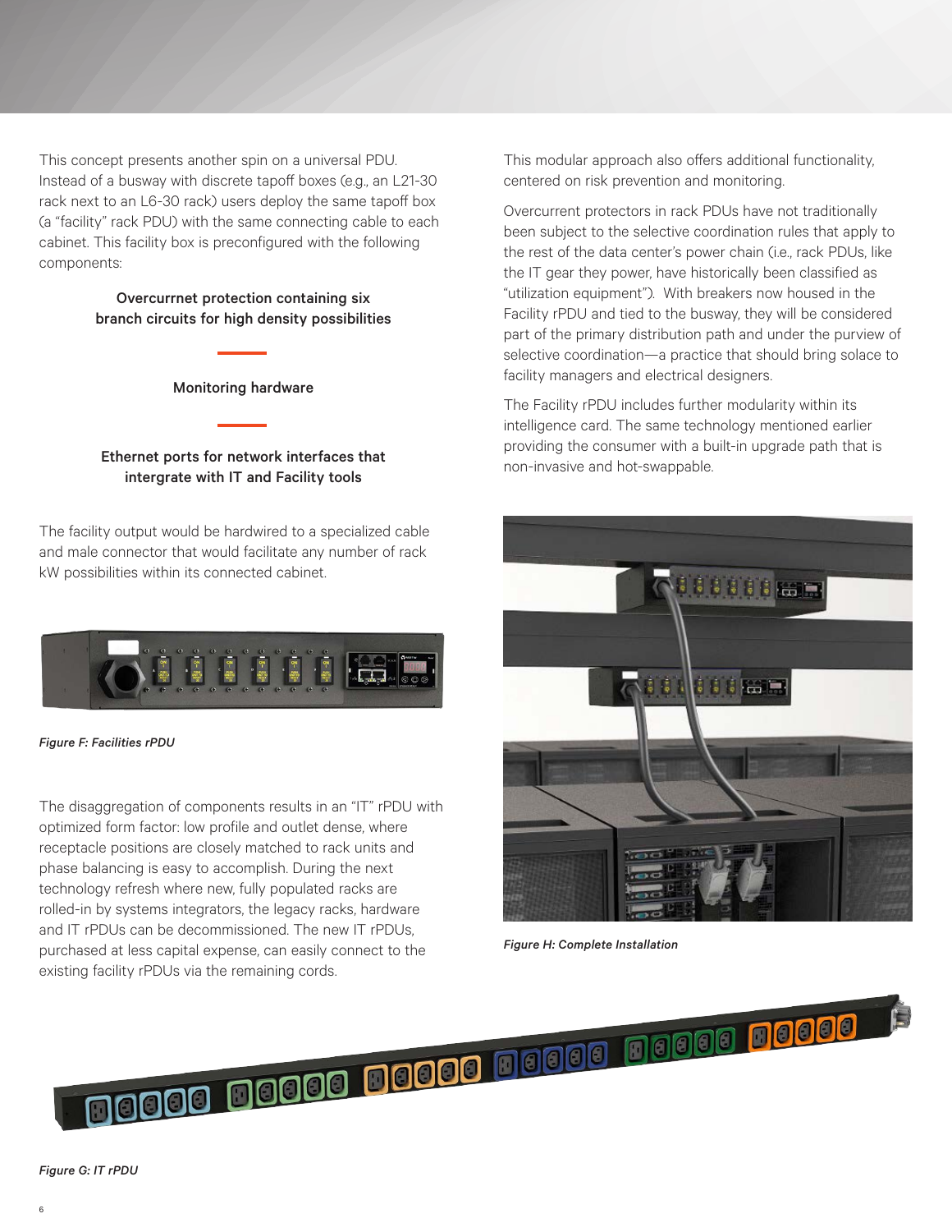This concept presents another spin on a universal PDU. Instead of a busway with discrete tapoff boxes (e.g., an L21-30 rack next to an L6-30 rack) users deploy the same tapoff box (a "facility" rack PDU) with the same connecting cable to each cabinet. This facility box is preconfigured with the following components:

**Overcurrnet protection containing six branch circuits for high density possibilities**

**Monitoring hardware**

**Ethernet ports for network interfaces that intergrate with IT and Facility tools**

The facility output would be hardwired to a specialized cable and male connector that would facilitate any number of rack kW possibilities within its connected cabinet.

*Figure F: Facilities rPDU*

The disaggregation of components results in an "IT" rPDU with optimized form factor: low profile and outlet dense, where receptacle positions are closely matched to rack units and phase balancing is easy to accomplish. During the next technology refresh where new, fully populated racks are rolled-in by systems integrators, the legacy racks, hardware and IT rPDUs can be decommissioned. The new IT rPDUs, purchased at less capital expense, can easily connect to the existing facility rPDUs via the remaining cords.

This modular approach also offers additional functionality, centered on risk prevention and monitoring.

Overcurrent protectors in rack PDUs have not traditionally been subject to the selective coordination rules that apply to the rest of the data center's power chain (i.e., rack PDUs, like the IT gear they power, have historically been classified as "utilization equipment"). With breakers now housed in the Facility rPDU and tied to the busway, they will be considered part of the primary distribution path and under the purview of selective coordination—a practice that should bring solace to facility managers and electrical designers.

The Facility rPDU includes further modularity within its intelligence card. The same technology mentioned earlier providing the consumer with a built-in upgrade path that is non-invasive and hot-swappable.

*Figure H: Complete Installation*

*Figure G: IT rPDU*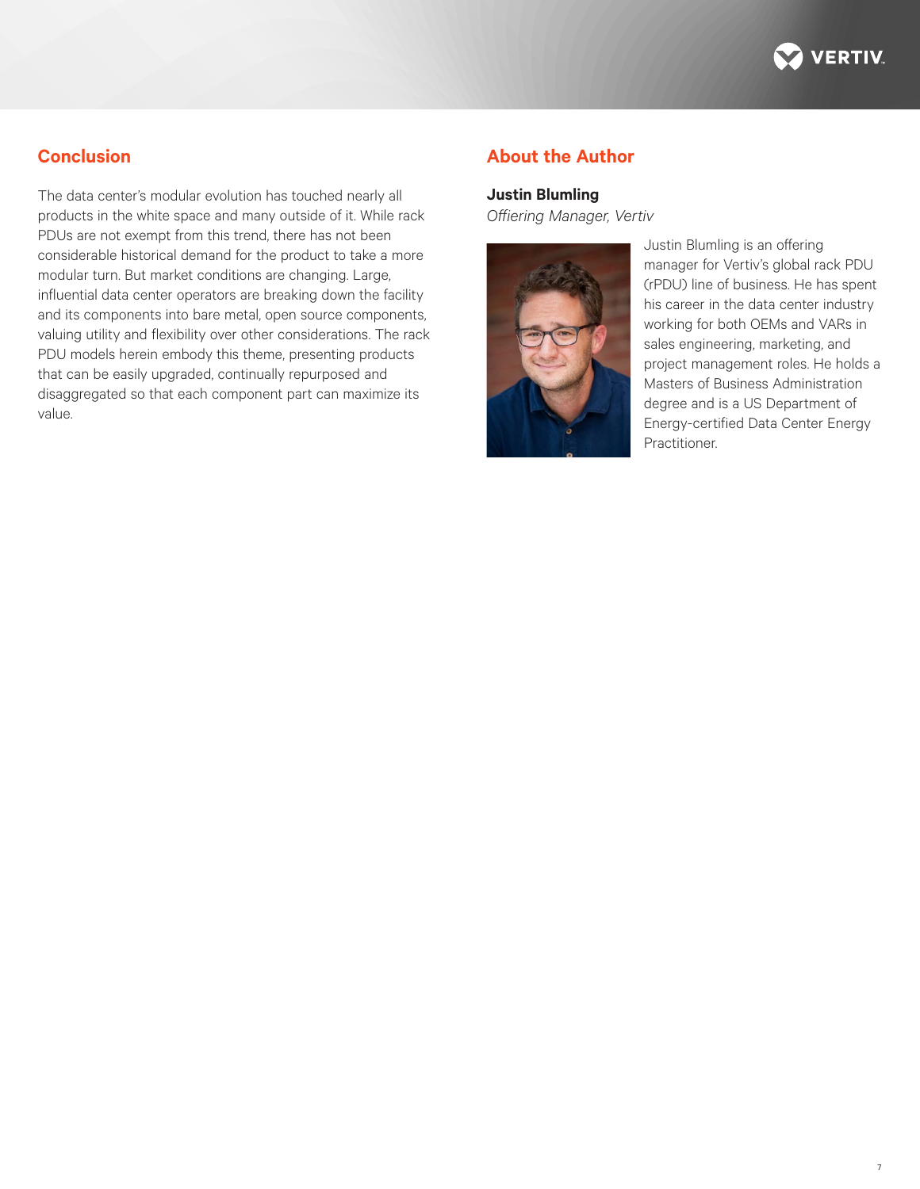## Conclusion

The data center's modular evolution has touched nearly all products in the white space and many outside of it. While rack PDUs are not exempt from this trend, there has not been considerable historical demand for the product to take a more modular turn. But market conditions are changing. Large, influential data center operators are breaking down the facility and its components into bare metal, open source components, valuing utility and flexibility over other considerations. The rack PDU models herein embody this theme, presenting products that can be easily upgraded, continually repurposed and disaggregated so that each component part can maximize its value.

## About the Author

**Justin Blumling**

*Offiering Manager, Vertiv*

Justin Blumling is an offering manager for Vertiv's global rack PDU (rPDU) line of business. He has spent his career in the data center industry working for both OEMs and VARs in sales engineering, marketing, and project management roles. He holds a Masters of Business Administration degree and is a US Department of Energy-certified Data Center Energy Practitioner.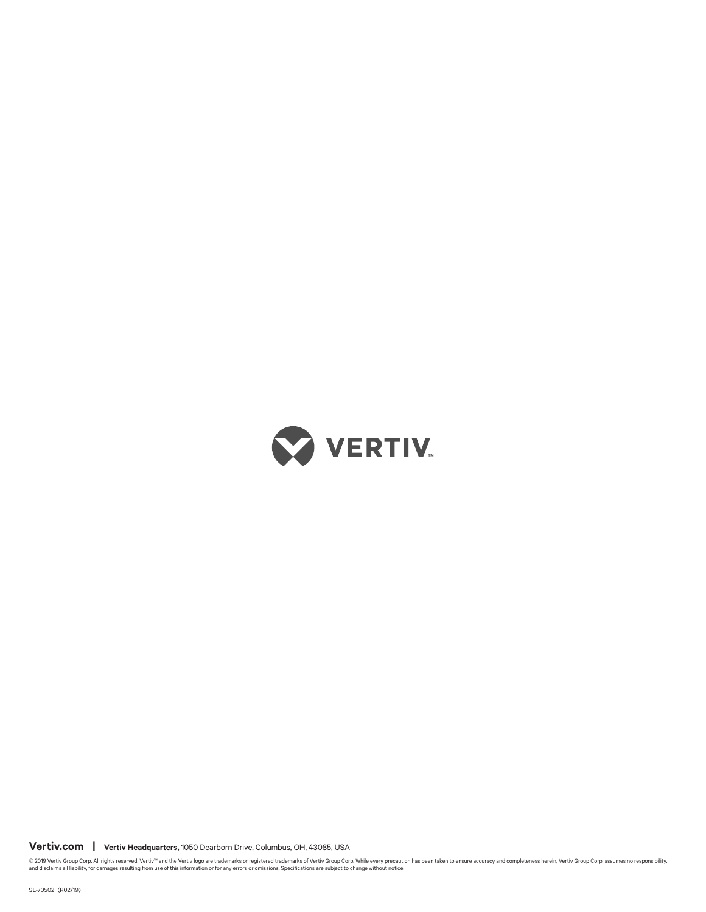VERTIV™

**Vertiv.com** | **Vertiv Headquarters,** 1050 Dearborn Drive, Columbus, OH, 43085, USA

© 2019 Vertiv Group Corp. All rights reserved. Vertiv™ and the Vertiv logo are trademarks or registered trademarks of Vertiv Group Corp. While every precaution has been taken to ensure accuracy and completeness herein, Vertiv Group Corp. assumes no responsibility, and disclaims all liability, for damages resulting from use of this information or for any errors or omissions. Specifications are subject to change without notice.

SL-70502 (R02/19)